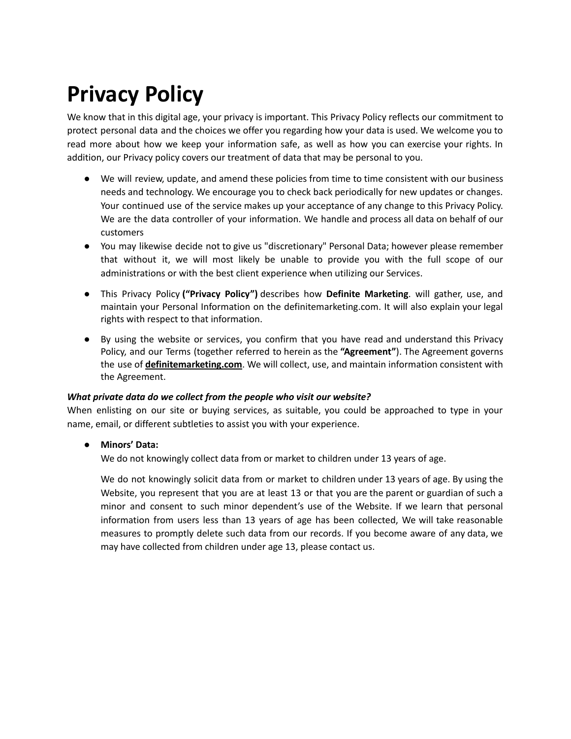# Privacy Policy

We know that in this digital age, your privacy is important. This Privacy Policy reflects our commitment to protect personal data and the choices we offer you regarding how your data is used. We welcome you to read more about how we keep your information safe, as well as how you can exercise your rights. In addition, our Privacy policy covers our treatment of data that may be personal to you.

- We will review, update, and amend these policies from time to time consistent with our business needs and technology. We encourage you to check back periodically for new updates or changes. Your continued use of the service makes up your acceptance of any change to this Privacy Policy. We are the data controller of your information. We handle and process all data on behalf of our customers
- You may likewise decide not to give us "discretionary" Personal Data; however please remember that without it, we will most likely be unable to provide you with the full scope of our administrations or with the best client experience when utilizing our Services.
- This Privacy Policy **("Privacy Policy")** describes how **Definite Marketing**. will gather, use, and maintain your Personal Information on the definitemarketing.com. It will also explain your legal rights with respect to that information.
- By using the website or services, you confirm that you have read and understand this Privacy Policy, and our Terms (together referred to herein as the **"Agreement"**). The Agreement governs the use of **definitemarketing.com**. We will collect, use, and maintain information consistent with the Agreement.

***What private data do we collect from the people who visit our website?***

When enlisting on our site or buying services, as suitable, you could be approached to type in your name, email, or different subtleties to assist you with your experience.

- **Minors' Data:**

  We do not knowingly collect data from or market to children under 13 years of age.

  We do not knowingly solicit data from or market to children under 13 years of age. By using the Website, you represent that you are at least 13 or that you are the parent or guardian of such a minor and consent to such minor dependent's use of the Website. If we learn that personal information from users less than 13 years of age has been collected, We will take reasonable measures to promptly delete such data from our records. If you become aware of any data, we may have collected from children under age 13, please contact us.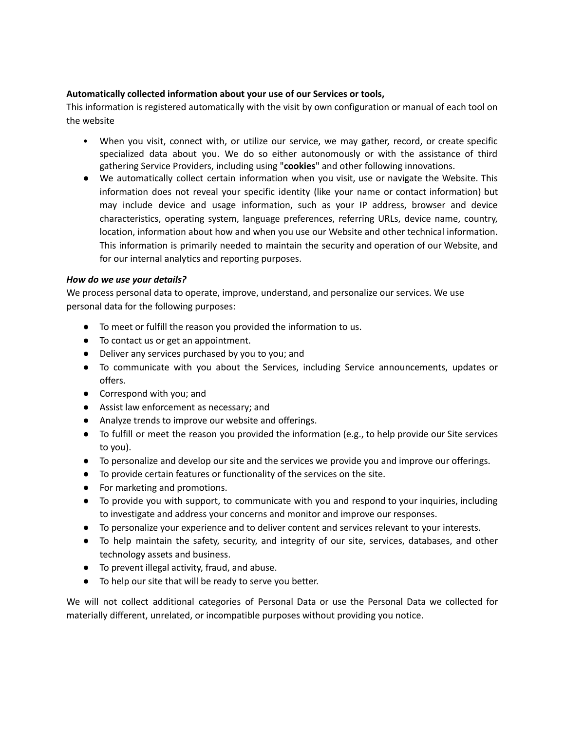**Automatically collected information about your use of our Services or tools,**
This information is registered automatically with the visit by own configuration or manual of each tool on the website

- When you visit, connect with, or utilize our service, we may gather, record, or create specific specialized data about you. We do so either autonomously or with the assistance of third gathering Service Providers, including using "**cookies**" and other following innovations.
- We automatically collect certain information when you visit, use or navigate the Website. This information does not reveal your specific identity (like your name or contact information) but may include device and usage information, such as your IP address, browser and device characteristics, operating system, language preferences, referring URLs, device name, country, location, information about how and when you use our Website and other technical information. This information is primarily needed to maintain the security and operation of our Website, and for our internal analytics and reporting purposes.

***How do we use your details?***
We process personal data to operate, improve, understand, and personalize our services. We use personal data for the following purposes:

- To meet or fulfill the reason you provided the information to us.
- To contact us or get an appointment.
- Deliver any services purchased by you to you; and
- To communicate with you about the Services, including Service announcements, updates or offers.
- Correspond with you; and
- Assist law enforcement as necessary; and
- Analyze trends to improve our website and offerings.
- To fulfill or meet the reason you provided the information (e.g., to help provide our Site services to you).
- To personalize and develop our site and the services we provide you and improve our offerings.
- To provide certain features or functionality of the services on the site.
- For marketing and promotions.
- To provide you with support, to communicate with you and respond to your inquiries, including to investigate and address your concerns and monitor and improve our responses.
- To personalize your experience and to deliver content and services relevant to your interests.
- To help maintain the safety, security, and integrity of our site, services, databases, and other technology assets and business.
- To prevent illegal activity, fraud, and abuse.
- To help our site that will be ready to serve you better.

We will not collect additional categories of Personal Data or use the Personal Data we collected for materially different, unrelated, or incompatible purposes without providing you notice.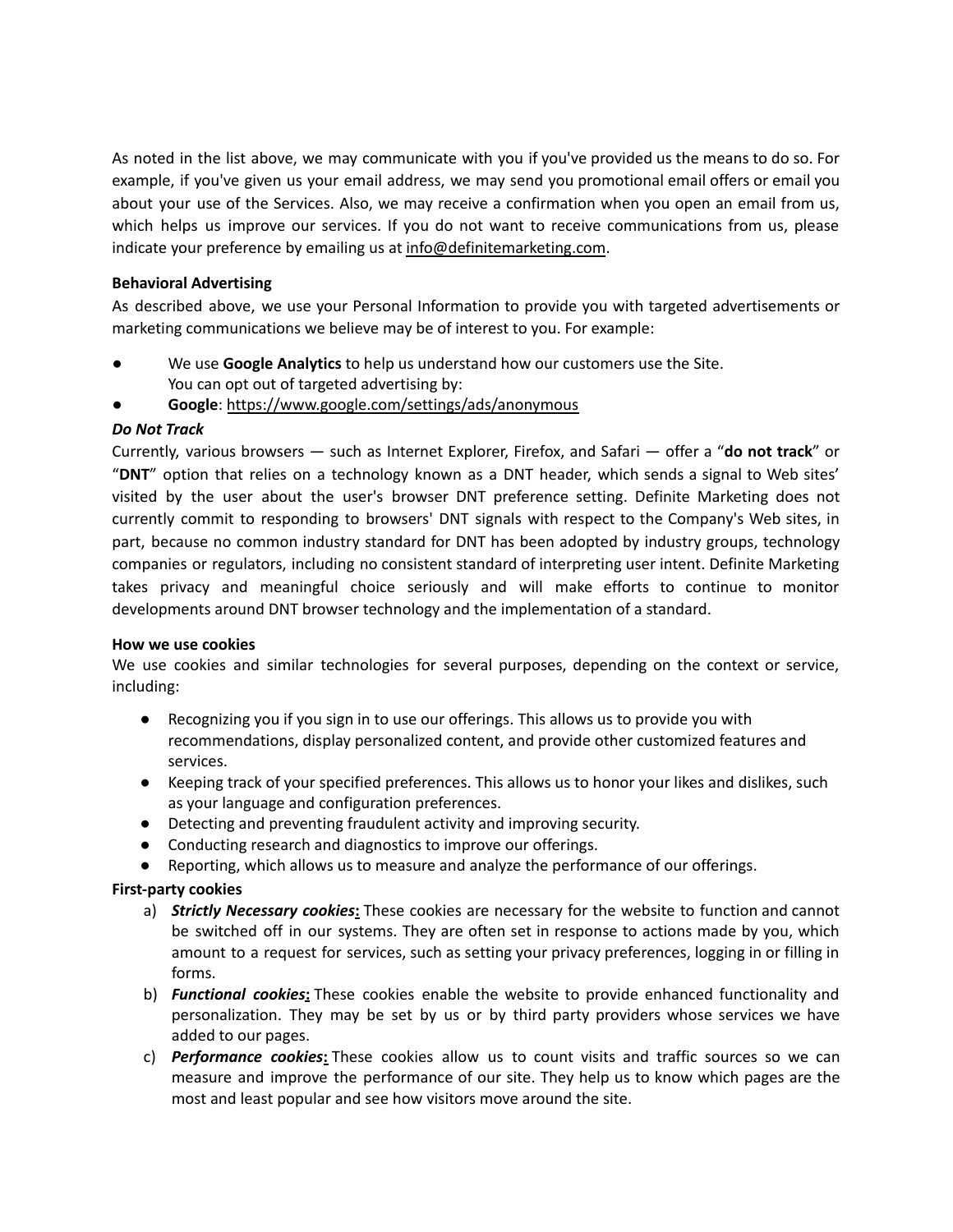As noted in the list above, we may communicate with you if you've provided us the means to do so. For example, if you've given us your email address, we may send you promotional email offers or email you about your use of the Services. Also, we may receive a confirmation when you open an email from us, which helps us improve our services. If you do not want to receive communications from us, please indicate your preference by emailing us at info@definitemarketing.com.

**Behavioral Advertising**

As described above, we use your Personal Information to provide you with targeted advertisements or marketing communications we believe may be of interest to you. For example:

- We use **Google Analytics** to help us understand how our customers use the Site.
  You can opt out of targeted advertising by:
- **Google**: https://www.google.com/settings/ads/anonymous

***Do Not Track***

Currently, various browsers — such as Internet Explorer, Firefox, and Safari — offer a "**do not track**" or "**DNT**" option that relies on a technology known as a DNT header, which sends a signal to Web sites' visited by the user about the user's browser DNT preference setting. Definite Marketing does not currently commit to responding to browsers' DNT signals with respect to the Company's Web sites, in part, because no common industry standard for DNT has been adopted by industry groups, technology companies or regulators, including no consistent standard of interpreting user intent. Definite Marketing takes privacy and meaningful choice seriously and will make efforts to continue to monitor developments around DNT browser technology and the implementation of a standard.

**How we use cookies**

We use cookies and similar technologies for several purposes, depending on the context or service, including:

- Recognizing you if you sign in to use our offerings. This allows us to provide you with recommendations, display personalized content, and provide other customized features and services.
- Keeping track of your specified preferences. This allows us to honor your likes and dislikes, such as your language and configuration preferences.
- Detecting and preventing fraudulent activity and improving security.
- Conducting research and diagnostics to improve our offerings.
- Reporting, which allows us to measure and analyze the performance of our offerings.

**First-party cookies**

a) ***Strictly Necessary cookies*****:** These cookies are necessary for the website to function and cannot be switched off in our systems. They are often set in response to actions made by you, which amount to a request for services, such as setting your privacy preferences, logging in or filling in forms.

b) ***Functional cookies*****:** These cookies enable the website to provide enhanced functionality and personalization. They may be set by us or by third party providers whose services we have added to our pages.

c) ***Performance cookies*****:** These cookies allow us to count visits and traffic sources so we can measure and improve the performance of our site. They help us to know which pages are the most and least popular and see how visitors move around the site.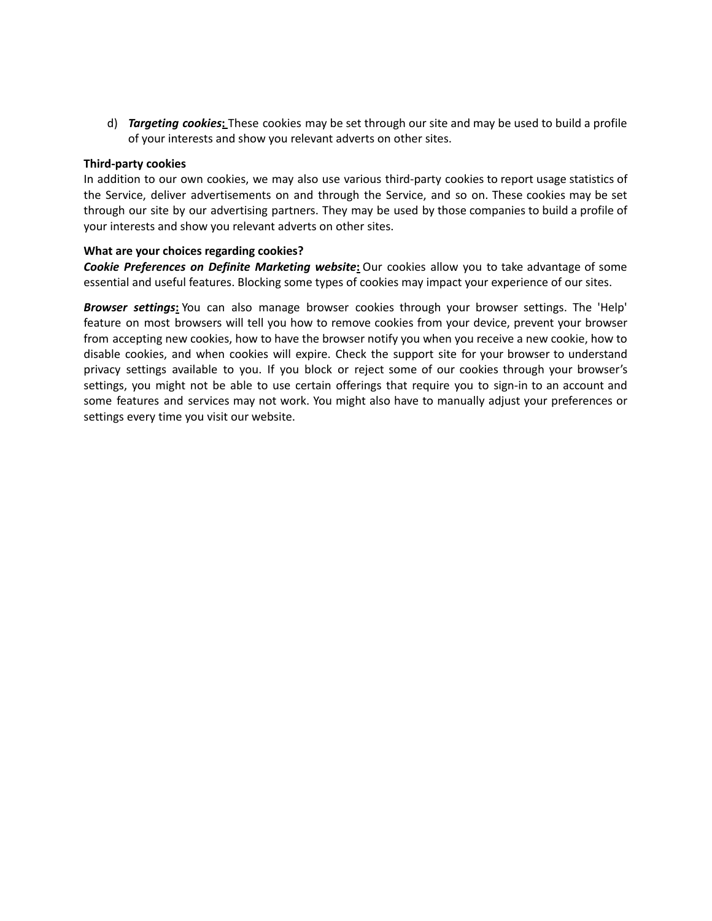d) ***Targeting cookies*:** These cookies may be set through our site and may be used to build a profile of your interests and show you relevant adverts on other sites.

**Third-party cookies**

In addition to our own cookies, we may also use various third-party cookies to report usage statistics of the Service, deliver advertisements on and through the Service, and so on. These cookies may be set through our site by our advertising partners. They may be used by those companies to build a profile of your interests and show you relevant adverts on other sites.

**What are your choices regarding cookies?**

***Cookie Preferences on Definite Marketing website*:** Our cookies allow you to take advantage of some essential and useful features. Blocking some types of cookies may impact your experience of our sites.

***Browser settings*:** You can also manage browser cookies through your browser settings. The 'Help' feature on most browsers will tell you how to remove cookies from your device, prevent your browser from accepting new cookies, how to have the browser notify you when you receive a new cookie, how to disable cookies, and when cookies will expire. Check the support site for your browser to understand privacy settings available to you. If you block or reject some of our cookies through your browser's settings, you might not be able to use certain offerings that require you to sign-in to an account and some features and services may not work. You might also have to manually adjust your preferences or settings every time you visit our website.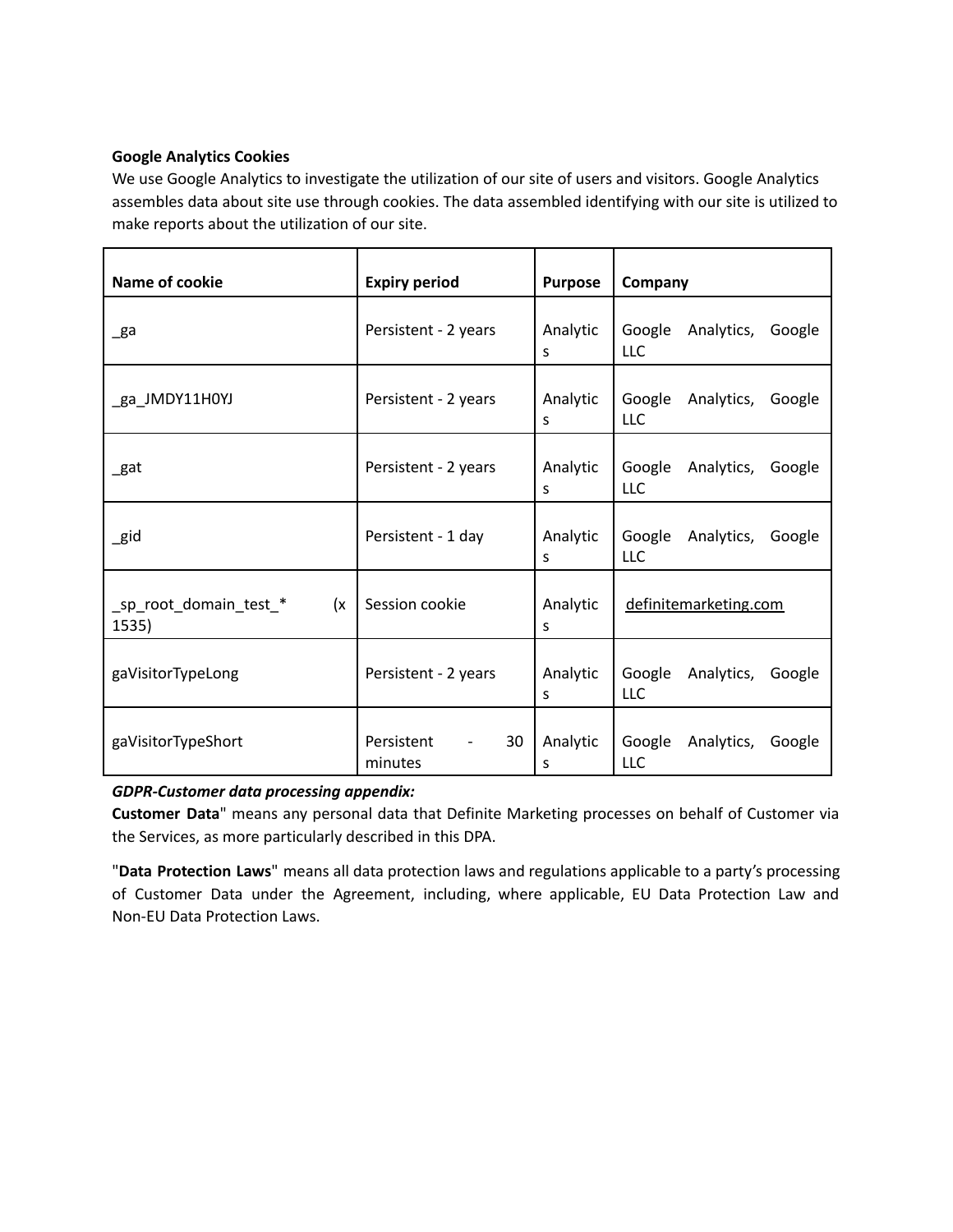**Google Analytics Cookies**

We use Google Analytics to investigate the utilization of our site of users and visitors. Google Analytics assembles data about site use through cookies. The data assembled identifying with our site is utilized to make reports about the utilization of our site.

| Name of cookie | Expiry period | Purpose | Company |
|---|---|---|---|
| _ga | Persistent - 2 years | Analytics | Google Analytics, Google LLC |
| _ga_JMDY11H0YJ | Persistent - 2 years | Analytics | Google Analytics, Google LLC |
| _gat | Persistent - 2 years | Analytics | Google Analytics, Google LLC |
| _gid | Persistent - 1 day | Analytics | Google Analytics, Google LLC |
| _sp_root_domain_test_* (x 1535) | Session cookie | Analytics | definitemarketing.com |
| gaVisitorTypeLong | Persistent - 2 years | Analytics | Google Analytics, Google LLC |
| gaVisitorTypeShort | Persistent - 30 minutes | Analytics | Google Analytics, Google LLC |

***GDPR-Customer data processing appendix:***

**Customer Data**" means any personal data that Definite Marketing processes on behalf of Customer via the Services, as more particularly described in this DPA.

"**Data Protection Laws**" means all data protection laws and regulations applicable to a party's processing of Customer Data under the Agreement, including, where applicable, EU Data Protection Law and Non-EU Data Protection Laws.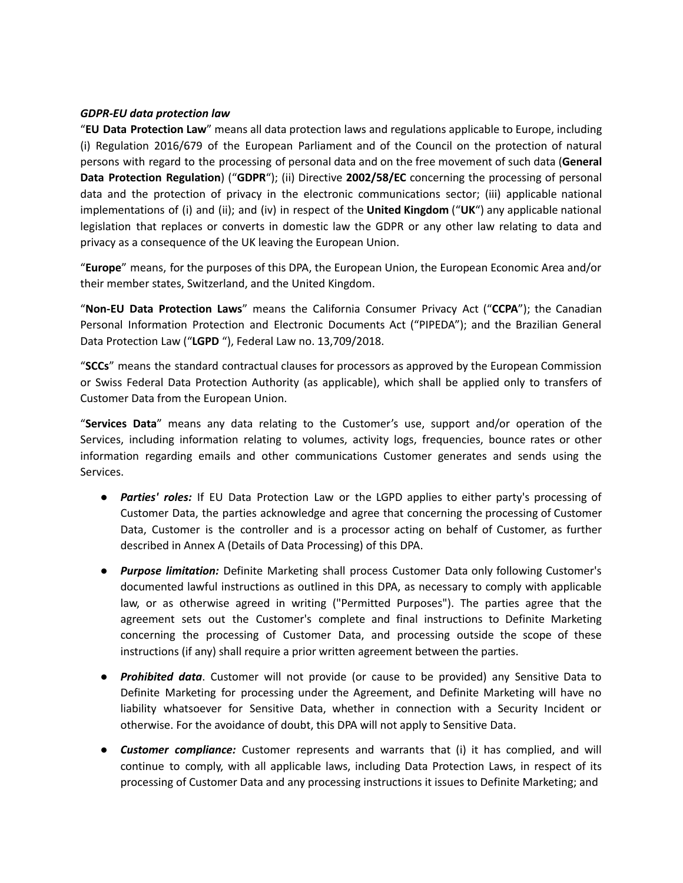***GDPR-EU data protection law***

"**EU Data Protection Law**" means all data protection laws and regulations applicable to Europe, including (i) Regulation 2016/679 of the European Parliament and of the Council on the protection of natural persons with regard to the processing of personal data and on the free movement of such data (**General Data Protection Regulation**) ("**GDPR**"); (ii) Directive **2002/58/EC** concerning the processing of personal data and the protection of privacy in the electronic communications sector; (iii) applicable national implementations of (i) and (ii); and (iv) in respect of the **United Kingdom** ("**UK**") any applicable national legislation that replaces or converts in domestic law the GDPR or any other law relating to data and privacy as a consequence of the UK leaving the European Union.

"**Europe**" means, for the purposes of this DPA, the European Union, the European Economic Area and/or their member states, Switzerland, and the United Kingdom.

"**Non-EU Data Protection Laws**" means the California Consumer Privacy Act ("**CCPA**"); the Canadian Personal Information Protection and Electronic Documents Act ("PIPEDA"); and the Brazilian General Data Protection Law ("**LGPD** "), Federal Law no. 13,709/2018.

"**SCCs**" means the standard contractual clauses for processors as approved by the European Commission or Swiss Federal Data Protection Authority (as applicable), which shall be applied only to transfers of Customer Data from the European Union.

"**Services Data**" means any data relating to the Customer's use, support and/or operation of the Services, including information relating to volumes, activity logs, frequencies, bounce rates or other information regarding emails and other communications Customer generates and sends using the Services.

- ***Parties' roles:*** If EU Data Protection Law or the LGPD applies to either party's processing of Customer Data, the parties acknowledge and agree that concerning the processing of Customer Data, Customer is the controller and is a processor acting on behalf of Customer, as further described in Annex A (Details of Data Processing) of this DPA.

- ***Purpose limitation:*** Definite Marketing shall process Customer Data only following Customer's documented lawful instructions as outlined in this DPA, as necessary to comply with applicable law, or as otherwise agreed in writing ("Permitted Purposes"). The parties agree that the agreement sets out the Customer's complete and final instructions to Definite Marketing concerning the processing of Customer Data, and processing outside the scope of these instructions (if any) shall require a prior written agreement between the parties.

- ***Prohibited data***. Customer will not provide (or cause to be provided) any Sensitive Data to Definite Marketing for processing under the Agreement, and Definite Marketing will have no liability whatsoever for Sensitive Data, whether in connection with a Security Incident or otherwise. For the avoidance of doubt, this DPA will not apply to Sensitive Data.

- ***Customer compliance:*** Customer represents and warrants that (i) it has complied, and will continue to comply, with all applicable laws, including Data Protection Laws, in respect of its processing of Customer Data and any processing instructions it issues to Definite Marketing; and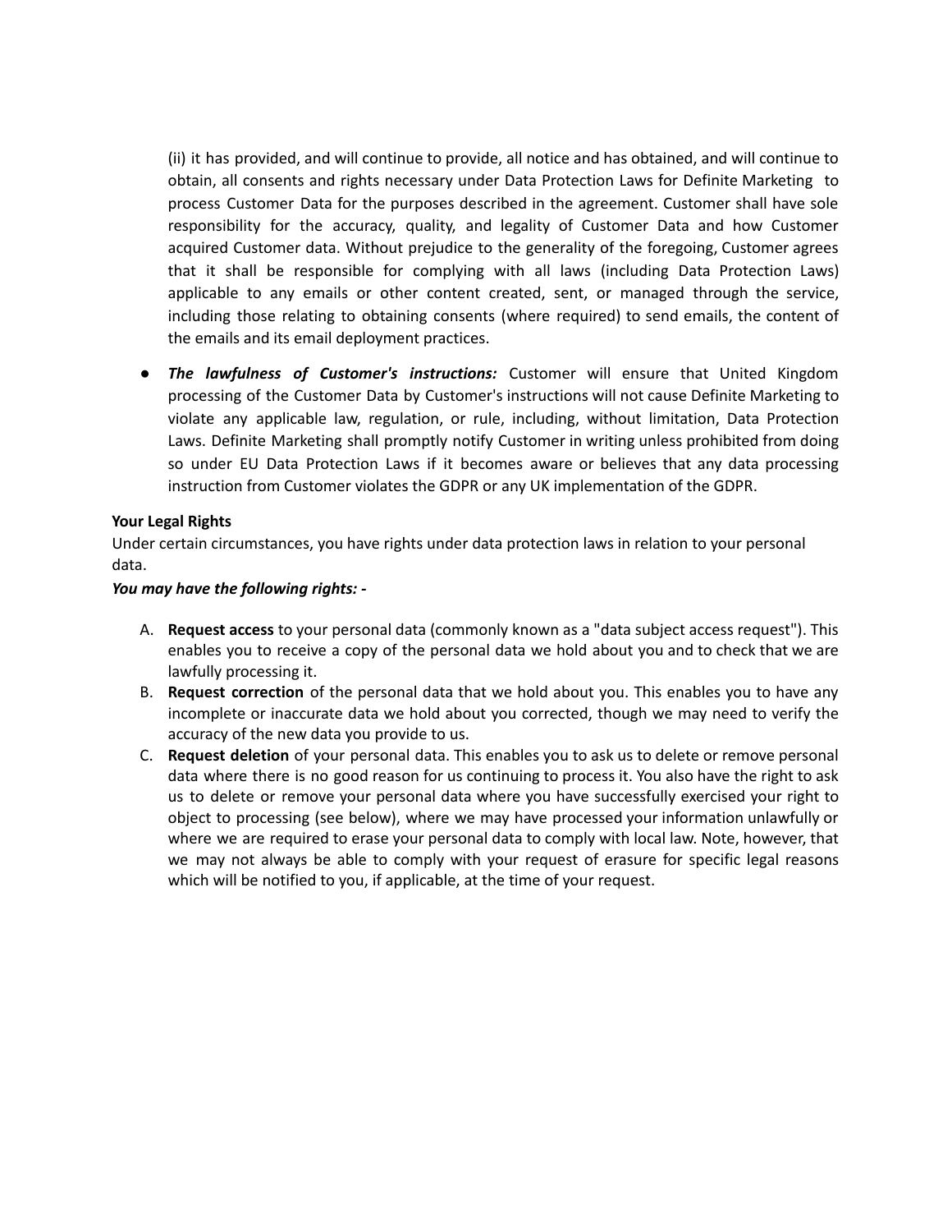(ii) it has provided, and will continue to provide, all notice and has obtained, and will continue to obtain, all consents and rights necessary under Data Protection Laws for Definite Marketing to process Customer Data for the purposes described in the agreement. Customer shall have sole responsibility for the accuracy, quality, and legality of Customer Data and how Customer acquired Customer data. Without prejudice to the generality of the foregoing, Customer agrees that it shall be responsible for complying with all laws (including Data Protection Laws) applicable to any emails or other content created, sent, or managed through the service, including those relating to obtaining consents (where required) to send emails, the content of the emails and its email deployment practices.

- ***The lawfulness of Customer's instructions:*** Customer will ensure that United Kingdom processing of the Customer Data by Customer's instructions will not cause Definite Marketing to violate any applicable law, regulation, or rule, including, without limitation, Data Protection Laws. Definite Marketing shall promptly notify Customer in writing unless prohibited from doing so under EU Data Protection Laws if it becomes aware or believes that any data processing instruction from Customer violates the GDPR or any UK implementation of the GDPR.

**Your Legal Rights**

Under certain circumstances, you have rights under data protection laws in relation to your personal data.

***You may have the following rights: -***

A. **Request access** to your personal data (commonly known as a "data subject access request"). This enables you to receive a copy of the personal data we hold about you and to check that we are lawfully processing it.
B. **Request correction** of the personal data that we hold about you. This enables you to have any incomplete or inaccurate data we hold about you corrected, though we may need to verify the accuracy of the new data you provide to us.
C. **Request deletion** of your personal data. This enables you to ask us to delete or remove personal data where there is no good reason for us continuing to process it. You also have the right to ask us to delete or remove your personal data where you have successfully exercised your right to object to processing (see below), where we may have processed your information unlawfully or where we are required to erase your personal data to comply with local law. Note, however, that we may not always be able to comply with your request of erasure for specific legal reasons which will be notified to you, if applicable, at the time of your request.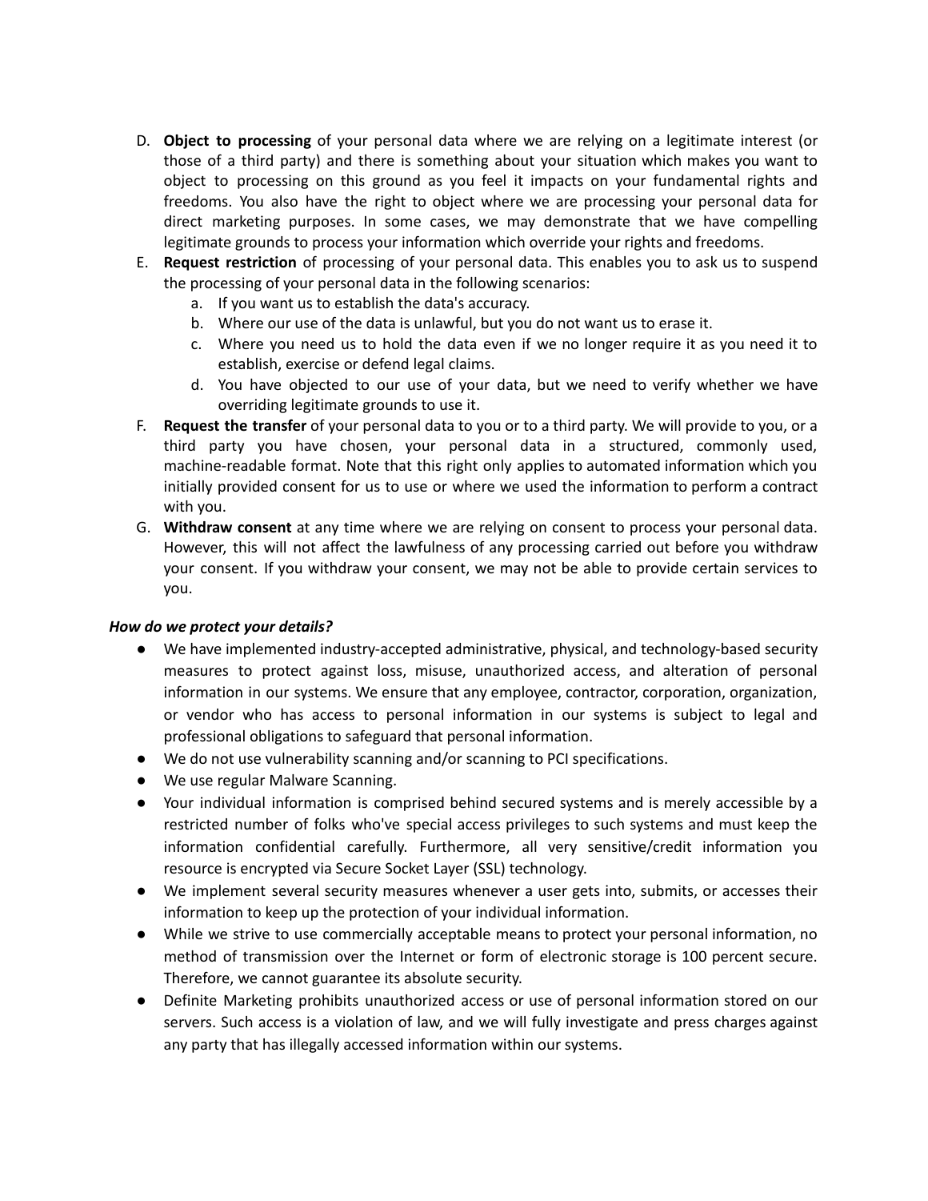D. **Object to processing** of your personal data where we are relying on a legitimate interest (or those of a third party) and there is something about your situation which makes you want to object to processing on this ground as you feel it impacts on your fundamental rights and freedoms. You also have the right to object where we are processing your personal data for direct marketing purposes. In some cases, we may demonstrate that we have compelling legitimate grounds to process your information which override your rights and freedoms.

E. **Request restriction** of processing of your personal data. This enables you to ask us to suspend the processing of your personal data in the following scenarios:
   a. If you want us to establish the data's accuracy.
   b. Where our use of the data is unlawful, but you do not want us to erase it.
   c. Where you need us to hold the data even if we no longer require it as you need it to establish, exercise or defend legal claims.
   d. You have objected to our use of your data, but we need to verify whether we have overriding legitimate grounds to use it.

F. **Request the transfer** of your personal data to you or to a third party. We will provide to you, or a third party you have chosen, your personal data in a structured, commonly used, machine-readable format. Note that this right only applies to automated information which you initially provided consent for us to use or where we used the information to perform a contract with you.

G. **Withdraw consent** at any time where we are relying on consent to process your personal data. However, this will not affect the lawfulness of any processing carried out before you withdraw your consent. If you withdraw your consent, we may not be able to provide certain services to you.

***How do we protect your details?***

- We have implemented industry-accepted administrative, physical, and technology-based security measures to protect against loss, misuse, unauthorized access, and alteration of personal information in our systems. We ensure that any employee, contractor, corporation, organization, or vendor who has access to personal information in our systems is subject to legal and professional obligations to safeguard that personal information.
- We do not use vulnerability scanning and/or scanning to PCI specifications.
- We use regular Malware Scanning.
- Your individual information is comprised behind secured systems and is merely accessible by a restricted number of folks who've special access privileges to such systems and must keep the information confidential carefully. Furthermore, all very sensitive/credit information you resource is encrypted via Secure Socket Layer (SSL) technology.
- We implement several security measures whenever a user gets into, submits, or accesses their information to keep up the protection of your individual information.
- While we strive to use commercially acceptable means to protect your personal information, no method of transmission over the Internet or form of electronic storage is 100 percent secure. Therefore, we cannot guarantee its absolute security.
- Definite Marketing prohibits unauthorized access or use of personal information stored on our servers. Such access is a violation of law, and we will fully investigate and press charges against any party that has illegally accessed information within our systems.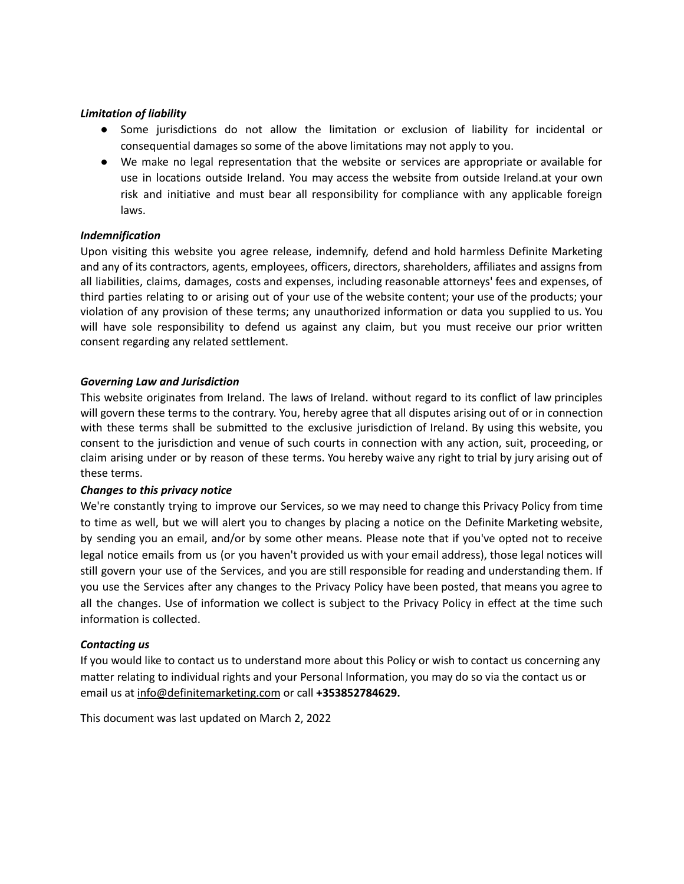***Limitation of liability***

- Some jurisdictions do not allow the limitation or exclusion of liability for incidental or consequential damages so some of the above limitations may not apply to you.
- We make no legal representation that the website or services are appropriate or available for use in locations outside Ireland. You may access the website from outside Ireland.at your own risk and initiative and must bear all responsibility for compliance with any applicable foreign laws.

***Indemnification***

Upon visiting this website you agree release, indemnify, defend and hold harmless Definite Marketing and any of its contractors, agents, employees, officers, directors, shareholders, affiliates and assigns from all liabilities, claims, damages, costs and expenses, including reasonable attorneys' fees and expenses, of third parties relating to or arising out of your use of the website content; your use of the products; your violation of any provision of these terms; any unauthorized information or data you supplied to us. You will have sole responsibility to defend us against any claim, but you must receive our prior written consent regarding any related settlement.

***Governing Law and Jurisdiction***

This website originates from Ireland. The laws of Ireland. without regard to its conflict of law principles will govern these terms to the contrary. You, hereby agree that all disputes arising out of or in connection with these terms shall be submitted to the exclusive jurisdiction of Ireland. By using this website, you consent to the jurisdiction and venue of such courts in connection with any action, suit, proceeding, or claim arising under or by reason of these terms. You hereby waive any right to trial by jury arising out of these terms.

***Changes to this privacy notice***

We're constantly trying to improve our Services, so we may need to change this Privacy Policy from time to time as well, but we will alert you to changes by placing a notice on the Definite Marketing website, by sending you an email, and/or by some other means. Please note that if you've opted not to receive legal notice emails from us (or you haven't provided us with your email address), those legal notices will still govern your use of the Services, and you are still responsible for reading and understanding them. If you use the Services after any changes to the Privacy Policy have been posted, that means you agree to all the changes. Use of information we collect is subject to the Privacy Policy in effect at the time such information is collected.

***Contacting us***

If you would like to contact us to understand more about this Policy or wish to contact us concerning any matter relating to individual rights and your Personal Information, you may do so via the contact us or email us at info@definitemarketing.com or call **+353852784629.**

This document was last updated on March 2, 2022